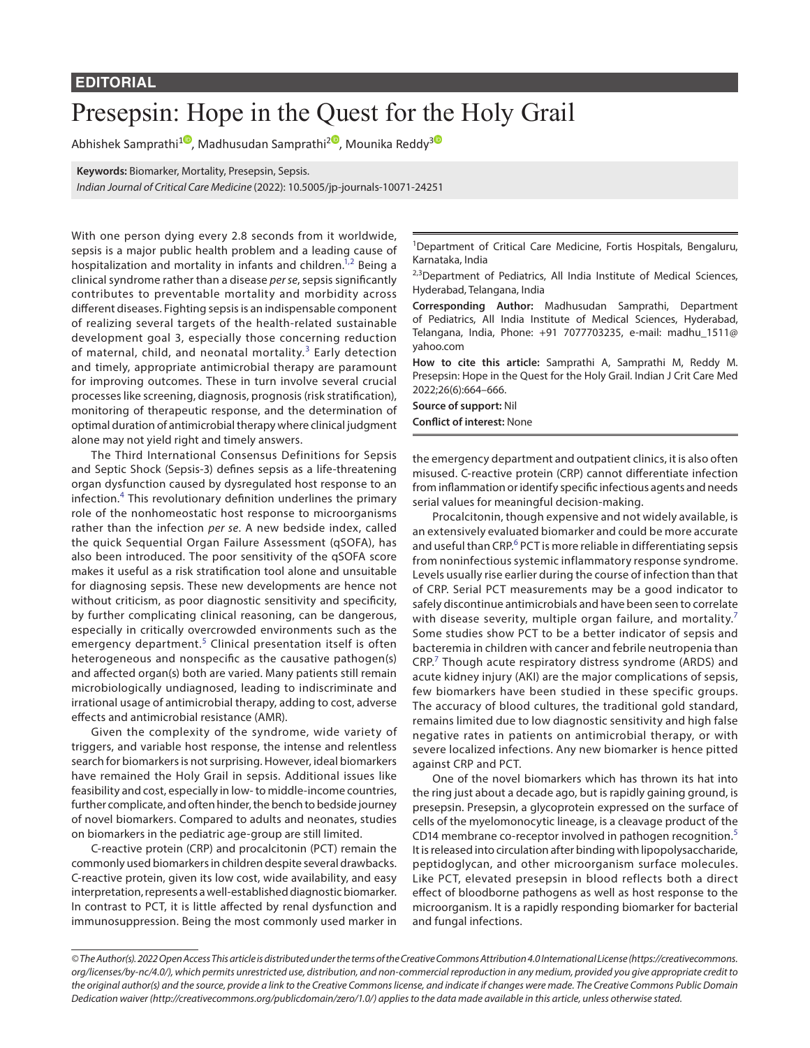**EDITORIAL**

# Presepsin: Hope in the Quest for the Holy Grail

Abhishek Samprathi[1], Madhusudan Samprathi[2], Mounika Reddy[3]

**Keywords:** Biomarker, Mortality, Presepsin, Sepsis.

*Indian Journal of Critical Care Medicine* (2022): 10.5005/jp-journals-10071-24251

With one person dying every 2.8 seconds from it worldwide, sepsis is a major public health problem and a leading cause of hospitalization and mortality in infants and children.[1,2] Being a clinical syndrome rather than a disease *per se*, sepsis significantly contributes to preventable mortality and morbidity across different diseases. Fighting sepsis is an indispensable component of realizing several targets of the health-related sustainable development goal 3, especially those concerning reduction of maternal, child, and neonatal mortality.[3] Early detection and timely, appropriate antimicrobial therapy are paramount for improving outcomes. These in turn involve several crucial processes like screening, diagnosis, prognosis (risk stratification), monitoring of therapeutic response, and the determination of optimal duration of antimicrobial therapy where clinical judgment alone may not yield right and timely answers.

The Third International Consensus Definitions for Sepsis and Septic Shock (Sepsis-3) defines sepsis as a life-threatening organ dysfunction caused by dysregulated host response to an infection.[4] This revolutionary definition underlines the primary role of the nonhomeostatic host response to microorganisms rather than the infection *per se*. A new bedside index, called the quick Sequential Organ Failure Assessment (qSOFA), has also been introduced. The poor sensitivity of the qSOFA score makes it useful as a risk stratification tool alone and unsuitable for diagnosing sepsis. These new developments are hence not without criticism, as poor diagnostic sensitivity and specificity, by further complicating clinical reasoning, can be dangerous, especially in critically overcrowded environments such as the emergency department.[5] Clinical presentation itself is often heterogeneous and nonspecific as the causative pathogen(s) and affected organ(s) both are varied. Many patients still remain microbiologically undiagnosed, leading to indiscriminate and irrational usage of antimicrobial therapy, adding to cost, adverse effects and antimicrobial resistance (AMR).

Given the complexity of the syndrome, wide variety of triggers, and variable host response, the intense and relentless search for biomarkers is not surprising. However, ideal biomarkers have remained the Holy Grail in sepsis. Additional issues like feasibility and cost, especially in low- to middle-income countries, further complicate, and often hinder, the bench to bedside journey of novel biomarkers. Compared to adults and neonates, studies on biomarkers in the pediatric age-group are still limited.

C-reactive protein (CRP) and procalcitonin (PCT) remain the commonly used biomarkers in children despite several drawbacks. C-reactive protein, given its low cost, wide availability, and easy interpretation, represents a well-established diagnostic biomarker. In contrast to PCT, it is little affected by renal dysfunction and immunosuppression. Being the most commonly used marker in the emergency department and outpatient clinics, it is also often misused. C-reactive protein (CRP) cannot differentiate infection from inflammation or identify specific infectious agents and needs serial values for meaningful decision-making.

Procalcitonin, though expensive and not widely available, is an extensively evaluated biomarker and could be more accurate and useful than CRP.[6] PCT is more reliable in differentiating sepsis from noninfectious systemic inflammatory response syndrome. Levels usually rise earlier during the course of infection than that of CRP. Serial PCT measurements may be a good indicator to safely discontinue antimicrobials and have been seen to correlate with disease severity, multiple organ failure, and mortality.[7] Some studies show PCT to be a better indicator of sepsis and bacteremia in children with cancer and febrile neutropenia than CRP.[7] Though acute respiratory distress syndrome (ARDS) and acute kidney injury (AKI) are the major complications of sepsis, few biomarkers have been studied in these specific groups. The accuracy of blood cultures, the traditional gold standard, remains limited due to low diagnostic sensitivity and high false negative rates in patients on antimicrobial therapy, or with severe localized infections. Any new biomarker is hence pitted against CRP and PCT.

One of the novel biomarkers which has thrown its hat into the ring just about a decade ago, but is rapidly gaining ground, is presepsin. Presepsin, a glycoprotein expressed on the surface of cells of the myelomonocytic lineage, is a cleavage product of the CD14 membrane co-receptor involved in pathogen recognition.[5] It is released into circulation after binding with lipopolysaccharide, peptidoglycan, and other microorganism surface molecules. Like PCT, elevated presepsin in blood reflects both a direct effect of bloodborne pathogens as well as host response to the microorganism. It is a rapidly responding biomarker for bacterial and fungal infections.

---

[1]Department of Critical Care Medicine, Fortis Hospitals, Bengaluru, Karnataka, India

[2,3]Department of Pediatrics, All India Institute of Medical Sciences, Hyderabad, Telangana, India

**Corresponding Author:** Madhusudan Samprathi, Department of Pediatrics, All India Institute of Medical Sciences, Hyderabad, Telangana, India, Phone: +91 7077703235, e-mail: madhu_1511@yahoo.com

**How to cite this article:** Samprathi A, Samprathi M, Reddy M. Presepsin: Hope in the Quest for the Holy Grail. Indian J Crit Care Med 2022;26(6):664–666.

**Source of support:** Nil

**Conflict of interest:** None

*© The Author(s). 2022 Open Access This article is distributed under the terms of the Creative Commons Attribution 4.0 International License (https://creativecommons.org/licenses/by-nc/4.0/), which permits unrestricted use, distribution, and non-commercial reproduction in any medium, provided you give appropriate credit to the original author(s) and the source, provide a link to the Creative Commons license, and indicate if changes were made. The Creative Commons Public Domain Dedication waiver (http://creativecommons.org/publicdomain/zero/1.0/) applies to the data made available in this article, unless otherwise stated.*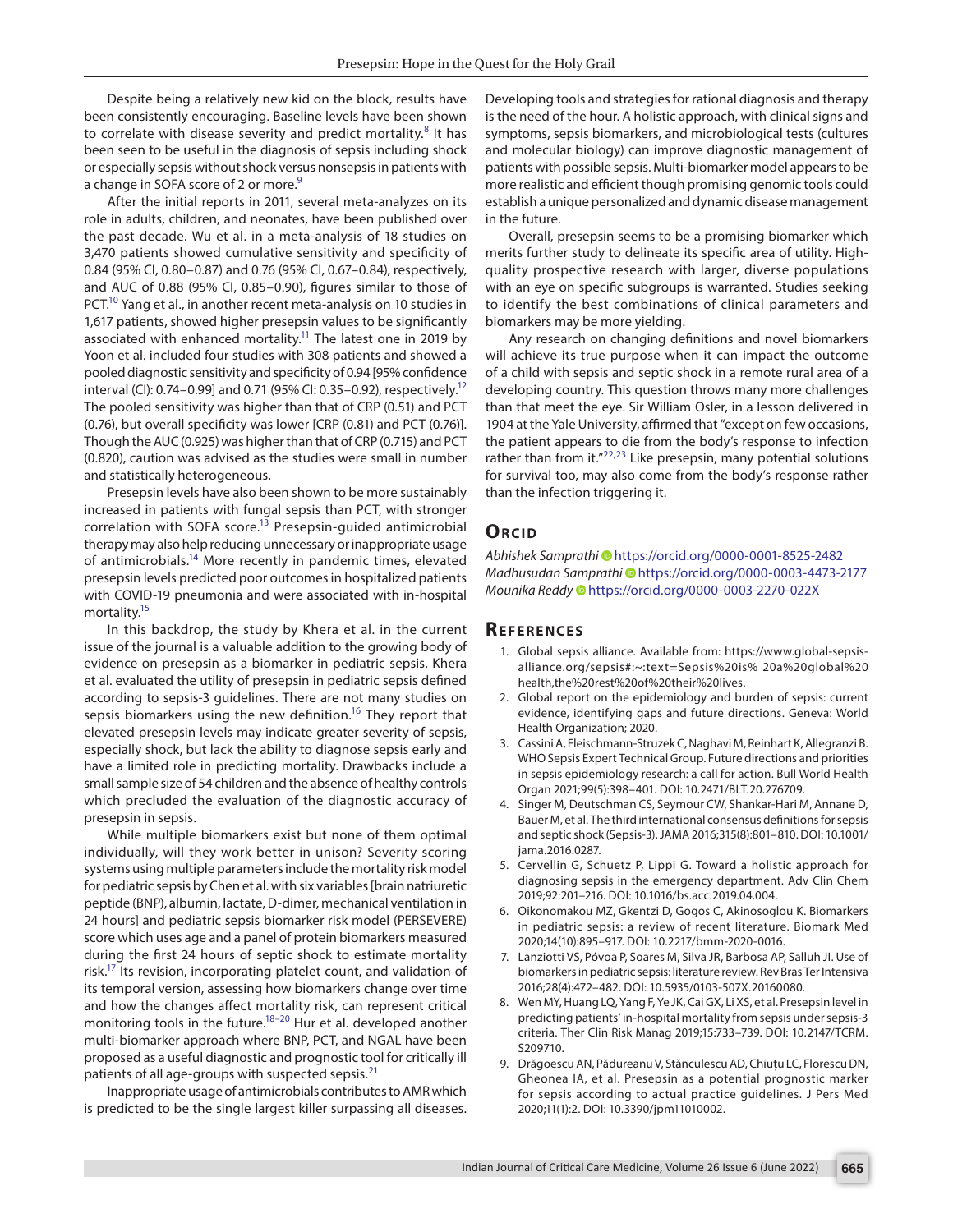Despite being a relatively new kid on the block, results have been consistently encouraging. Baseline levels have been shown to correlate with disease severity and predict mortality.[8] It has been seen to be useful in the diagnosis of sepsis including shock or especially sepsis without shock versus nonsepsis in patients with a change in SOFA score of 2 or more.[9]

After the initial reports in 2011, several meta-analyzes on its role in adults, children, and neonates, have been published over the past decade. Wu et al. in a meta-analysis of 18 studies on 3,470 patients showed cumulative sensitivity and specificity of 0.84 (95% CI, 0.80–0.87) and 0.76 (95% CI, 0.67–0.84), respectively, and AUC of 0.88 (95% CI, 0.85–0.90), figures similar to those of PCT.[10] Yang et al., in another recent meta-analysis on 10 studies in 1,617 patients, showed higher presepsin values to be significantly associated with enhanced mortality.[11] The latest one in 2019 by Yoon et al. included four studies with 308 patients and showed a pooled diagnostic sensitivity and specificity of 0.94 [95% confidence interval (CI): 0.74–0.99] and 0.71 (95% CI: 0.35–0.92), respectively.[12] The pooled sensitivity was higher than that of CRP (0.51) and PCT (0.76), but overall specificity was lower [CRP (0.81) and PCT (0.76)]. Though the AUC (0.925) was higher than that of CRP (0.715) and PCT (0.820), caution was advised as the studies were small in number and statistically heterogeneous.

Presepsin levels have also been shown to be more sustainably increased in patients with fungal sepsis than PCT, with stronger correlation with SOFA score.[13] Presepsin-guided antimicrobial therapy may also help reducing unnecessary or inappropriate usage of antimicrobials.[14] More recently in pandemic times, elevated presepsin levels predicted poor outcomes in hospitalized patients with COVID-19 pneumonia and were associated with in-hospital mortality.[15]

In this backdrop, the study by Khera et al. in the current issue of the journal is a valuable addition to the growing body of evidence on presepsin as a biomarker in pediatric sepsis. Khera et al. evaluated the utility of presepsin in pediatric sepsis defined according to sepsis-3 guidelines. There are not many studies on sepsis biomarkers using the new definition.[16] They report that elevated presepsin levels may indicate greater severity of sepsis, especially shock, but lack the ability to diagnose sepsis early and have a limited role in predicting mortality. Drawbacks include a small sample size of 54 children and the absence of healthy controls which precluded the evaluation of the diagnostic accuracy of presepsin in sepsis.

While multiple biomarkers exist but none of them optimal individually, will they work better in unison? Severity scoring systems using multiple parameters include the mortality risk model for pediatric sepsis by Chen et al. with six variables [brain natriuretic peptide (BNP), albumin, lactate, D-dimer, mechanical ventilation in 24 hours] and pediatric sepsis biomarker risk model (PERSEVERE) score which uses age and a panel of protein biomarkers measured during the first 24 hours of septic shock to estimate mortality risk.[17] Its revision, incorporating platelet count, and validation of its temporal version, assessing how biomarkers change over time and how the changes affect mortality risk, can represent critical monitoring tools in the future.[18–20] Hur et al. developed another multi-biomarker approach where BNP, PCT, and NGAL have been proposed as a useful diagnostic and prognostic tool for critically ill patients of all age-groups with suspected sepsis.[21]

Inappropriate usage of antimicrobials contributes to AMR which is predicted to be the single largest killer surpassing all diseases. Developing tools and strategies for rational diagnosis and therapy is the need of the hour. A holistic approach, with clinical signs and symptoms, sepsis biomarkers, and microbiological tests (cultures and molecular biology) can improve diagnostic management of patients with possible sepsis. Multi-biomarker model appears to be more realistic and efficient though promising genomic tools could establish a unique personalized and dynamic disease management in the future.

Overall, presepsin seems to be a promising biomarker which merits further study to delineate its specific area of utility. High-quality prospective research with larger, diverse populations with an eye on specific subgroups is warranted. Studies seeking to identify the best combinations of clinical parameters and biomarkers may be more yielding.

Any research on changing definitions and novel biomarkers will achieve its true purpose when it can impact the outcome of a child with sepsis and septic shock in a remote rural area of a developing country. This question throws many more challenges than that meet the eye. Sir William Osler, in a lesson delivered in 1904 at the Yale University, affirmed that "except on few occasions, the patient appears to die from the body's response to infection rather than from it."[22,23] Like presepsin, many potential solutions for survival too, may also come from the body's response rather than the infection triggering it.

## Orcid

*Abhishek Samprathi* https://orcid.org/0000-0001-8525-2482
*Madhusudan Samprathi* https://orcid.org/0000-0003-4473-2177
*Mounika Reddy* https://orcid.org/0000-0003-2270-022X

## References

1. Global sepsis alliance. Available from: https://www.global-sepsis-alliance.org/sepsis#:~:text=Sepsis%20is% 20a%20global%20 health,the%20rest%20of%20their%20lives.
2. Global report on the epidemiology and burden of sepsis: current evidence, identifying gaps and future directions. Geneva: World Health Organization; 2020.
3. Cassini A, Fleischmann-Struzek C, Naghavi M, Reinhart K, Allegranzi B. WHO Sepsis Expert Technical Group. Future directions and priorities in sepsis epidemiology research: a call for action. Bull World Health Organ 2021;99(5):398–401. DOI: 10.2471/BLT.20.276709.
4. Singer M, Deutschman CS, Seymour CW, Shankar-Hari M, Annane D, Bauer M, et al. The third international consensus definitions for sepsis and septic shock (Sepsis-3). JAMA 2016;315(8):801–810. DOI: 10.1001/jama.2016.0287.
5. Cervellin G, Schuetz P, Lippi G. Toward a holistic approach for diagnosing sepsis in the emergency department. Adv Clin Chem 2019;92:201–216. DOI: 10.1016/bs.acc.2019.04.004.
6. Oikonomakou MZ, Gkentzi D, Gogos C, Akinosoglou K. Biomarkers in pediatric sepsis: a review of recent literature. Biomark Med 2020;14(10):895–917. DOI: 10.2217/bmm-2020-0016.
7. Lanziotti VS, Póvoa P, Soares M, Silva JR, Barbosa AP, Salluh JI. Use of biomarkers in pediatric sepsis: literature review. Rev Bras Ter Intensiva 2016;28(4):472–482. DOI: 10.5935/0103-507X.20160080.
8. Wen MY, Huang LQ, Yang F, Ye JK, Cai GX, Li XS, et al. Presepsin level in predicting patients' in-hospital mortality from sepsis under sepsis-3 criteria. Ther Clin Risk Manag 2019;15:733–739. DOI: 10.2147/TCRM.S209710.
9. Drăgoescu AN, Pădureanu V, Stănculescu AD, Chiuțu LC, Florescu DN, Gheonea IA, et al. Presepsin as a potential prognostic marker for sepsis according to actual practice guidelines. J Pers Med 2020;11(1):2. DOI: 10.3390/jpm11010002.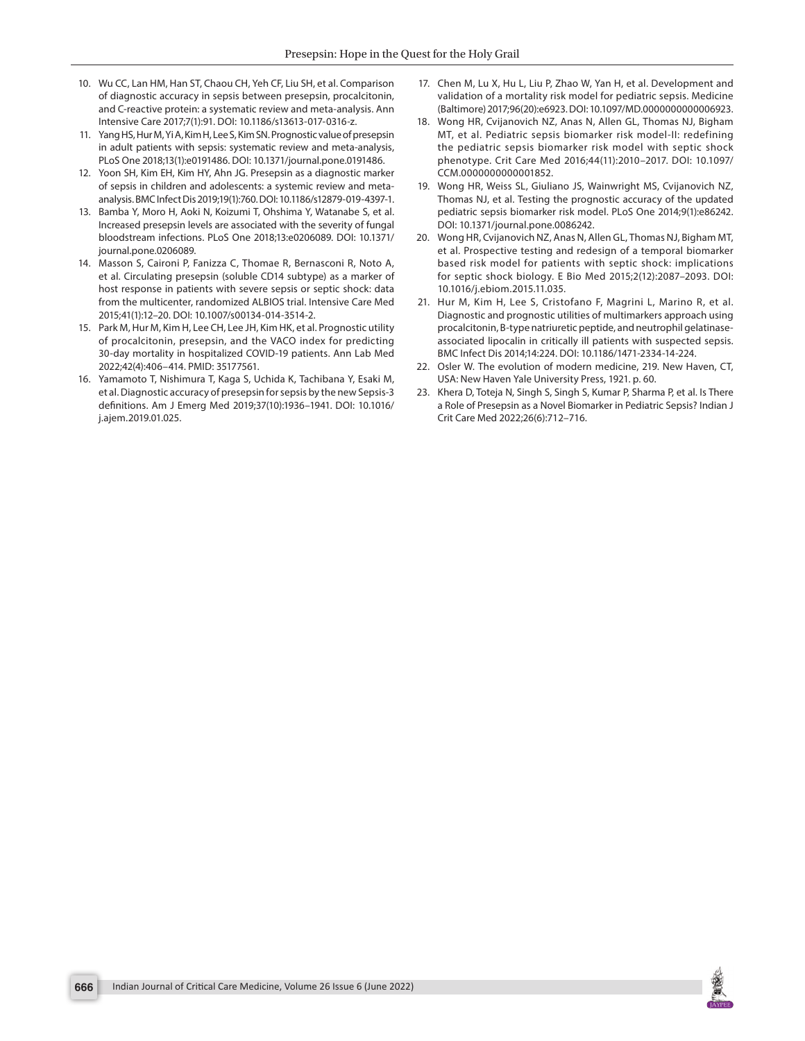10. Wu CC, Lan HM, Han ST, Chaou CH, Yeh CF, Liu SH, et al. Comparison of diagnostic accuracy in sepsis between presepsin, procalcitonin, and C-reactive protein: a systematic review and meta-analysis. Ann Intensive Care 2017;7(1):91. DOI: 10.1186/s13613-017-0316-z.
11. Yang HS, Hur M, Yi A, Kim H, Lee S, Kim SN. Prognostic value of presepsin in adult patients with sepsis: systematic review and meta-analysis, PLoS One 2018;13(1):e0191486. DOI: 10.1371/journal.pone.0191486.
12. Yoon SH, Kim EH, Kim HY, Ahn JG. Presepsin as a diagnostic marker of sepsis in children and adolescents: a systemic review and meta-analysis. BMC Infect Dis 2019;19(1):760. DOI: 10.1186/s12879-019-4397-1.
13. Bamba Y, Moro H, Aoki N, Koizumi T, Ohshima Y, Watanabe S, et al. Increased presepsin levels are associated with the severity of fungal bloodstream infections. PLoS One 2018;13:e0206089. DOI: 10.1371/journal.pone.0206089.
14. Masson S, Caironi P, Fanizza C, Thomae R, Bernasconi R, Noto A, et al. Circulating presepsin (soluble CD14 subtype) as a marker of host response in patients with severe sepsis or septic shock: data from the multicenter, randomized ALBIOS trial. Intensive Care Med 2015;41(1):12–20. DOI: 10.1007/s00134-014-3514-2.
15. Park M, Hur M, Kim H, Lee CH, Lee JH, Kim HK, et al. Prognostic utility of procalcitonin, presepsin, and the VACO index for predicting 30-day mortality in hospitalized COVID-19 patients. Ann Lab Med 2022;42(4):406–414. PMID: 35177561.
16. Yamamoto T, Nishimura T, Kaga S, Uchida K, Tachibana Y, Esaki M, et al. Diagnostic accuracy of presepsin for sepsis by the new Sepsis-3 definitions. Am J Emerg Med 2019;37(10):1936–1941. DOI: 10.1016/j.ajem.2019.01.025.
17. Chen M, Lu X, Hu L, Liu P, Zhao W, Yan H, et al. Development and validation of a mortality risk model for pediatric sepsis. Medicine (Baltimore) 2017;96(20):e6923. DOI: 10.1097/MD.0000000000006923.
18. Wong HR, Cvijanovich NZ, Anas N, Allen GL, Thomas NJ, Bigham MT, et al. Pediatric sepsis biomarker risk model-II: redefining the pediatric sepsis biomarker risk model with septic shock phenotype. Crit Care Med 2016;44(11):2010–2017. DOI: 10.1097/CCM.0000000000001852.
19. Wong HR, Weiss SL, Giuliano JS, Wainwright MS, Cvijanovich NZ, Thomas NJ, et al. Testing the prognostic accuracy of the updated pediatric sepsis biomarker risk model. PLoS One 2014;9(1):e86242. DOI: 10.1371/journal.pone.0086242.
20. Wong HR, Cvijanovich NZ, Anas N, Allen GL, Thomas NJ, Bigham MT, et al. Prospective testing and redesign of a temporal biomarker based risk model for patients with septic shock: implications for septic shock biology. E Bio Med 2015;2(12):2087–2093. DOI: 10.1016/j.ebiom.2015.11.035.
21. Hur M, Kim H, Lee S, Cristofano F, Magrini L, Marino R, et al. Diagnostic and prognostic utilities of multimarkers approach using procalcitonin, B-type natriuretic peptide, and neutrophil gelatinase-associated lipocalin in critically ill patients with suspected sepsis. BMC Infect Dis 2014;14:224. DOI: 10.1186/1471-2334-14-224.
22. Osler W. The evolution of modern medicine, 219. New Haven, CT, USA: New Haven Yale University Press, 1921. p. 60.
23. Khera D, Toteja N, Singh S, Singh S, Kumar P, Sharma P, et al. Is There a Role of Presepsin as a Novel Biomarker in Pediatric Sepsis? Indian J Crit Care Med 2022;26(6):712–716.